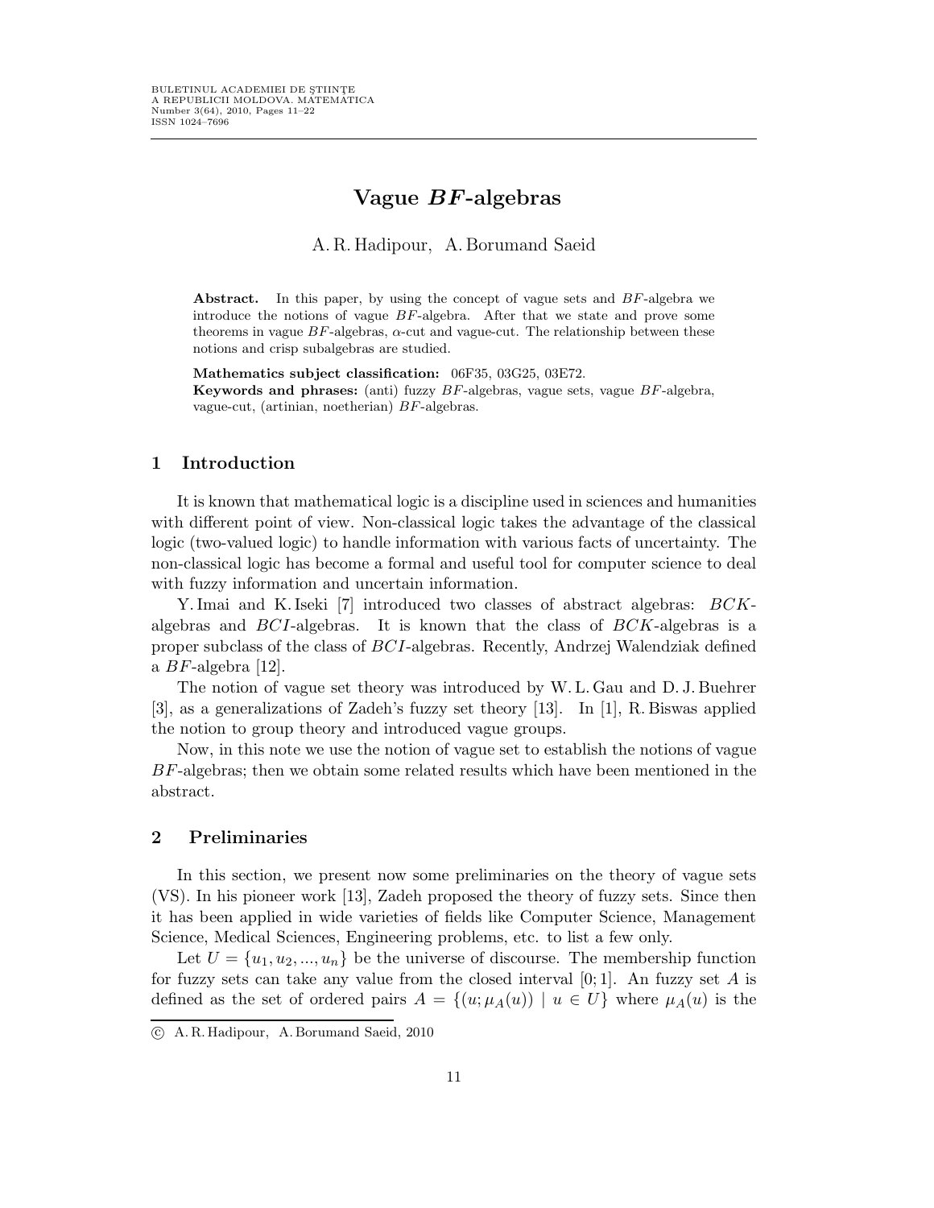# Vague $BF$-algebras

A. R. Hadipour, A. Borumand Saeid

**Abstract.** In this paper, by using the concept of vague sets and $BF$-algebra we introduce the notions of vague $BF$-algebra. After that we state and prove some theorems in vague $BF$-algebras, $\alpha$-cut and vague-cut. The relationship between these notions and crisp subalgebras are studied.

**Mathematics subject classification:** 06F35, 03G25, 03E72.

**Keywords and phrases:** (anti) fuzzy $BF$-algebras, vague sets, vague $BF$-algebra, vague-cut, (artinian, noetherian) $BF$-algebras.

## 1 Introduction

It is known that mathematical logic is a discipline used in sciences and humanities with different point of view. Non-classical logic takes the advantage of the classical logic (two-valued logic) to handle information with various facts of uncertainty. The non-classical logic has become a formal and useful tool for computer science to deal with fuzzy information and uncertain information.

Y. Imai and K. Iseki [7] introduced two classes of abstract algebras: $BCK$-algebras and $BCI$-algebras. It is known that the class of $BCK$-algebras is a proper subclass of the class of $BCI$-algebras. Recently, Andrzej Walendziak defined a $BF$-algebra [12].

The notion of vague set theory was introduced by W. L. Gau and D. J. Buehrer [3], as a generalizations of Zadeh's fuzzy set theory [13]. In [1], R. Biswas applied the notion to group theory and introduced vague groups.

Now, in this note we use the notion of vague set to establish the notions of vague $BF$-algebras; then we obtain some related results which have been mentioned in the abstract.

## 2 Preliminaries

In this section, we present now some preliminaries on the theory of vague sets (VS). In his pioneer work [13], Zadeh proposed the theory of fuzzy sets. Since then it has been applied in wide varieties of fields like Computer Science, Management Science, Medical Sciences, Engineering problems, etc. to list a few only.

Let $U = \{u_1, u_2, ..., u_n\}$ be the universe of discourse. The membership function for fuzzy sets can take any value from the closed interval $[0; 1]$. An fuzzy set $A$ is defined as the set of ordered pairs $A = \{(u; \mu_A(u)) \mid u \in U\}$ where $\mu_A(u)$ is the

© A. R. Hadipour, A. Borumand Saeid, 2010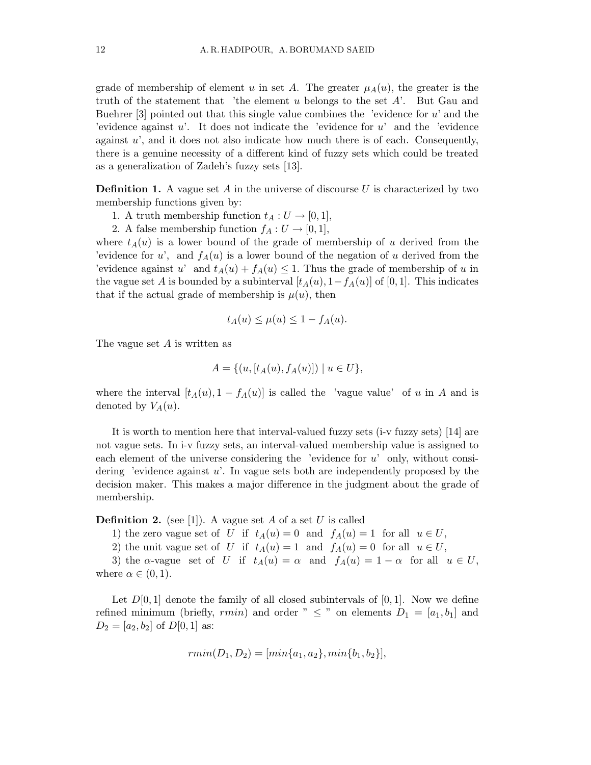grade of membership of element $u$ in set $A$. The greater $\mu_A(u)$, the greater is the truth of the statement that 'the element $u$ belongs to the set $A$'. But Gau and Buehrer [3] pointed out that this single value combines the 'evidence for $u$' and the 'evidence against $u$'. It does not indicate the 'evidence for $u$' and the 'evidence against $u$', and it does not also indicate how much there is of each. Consequently, there is a genuine necessity of a different kind of fuzzy sets which could be treated as a generalization of Zadeh's fuzzy sets [13].

**Definition 1.** A vague set $A$ in the universe of discourse $U$ is characterized by two membership functions given by:

1. A truth membership function $t_A : U \to [0,1]$,
2. A false membership function $f_A : U \to [0,1]$,

where $t_A(u)$ is a lower bound of the grade of membership of $u$ derived from the 'evidence for $u$', and $f_A(u)$ is a lower bound of the negation of $u$ derived from the 'evidence against $u$' and $t_A(u) + f_A(u) \leq 1$. Thus the grade of membership of $u$ in the vague set $A$ is bounded by a subinterval $[t_A(u), 1-f_A(u)]$ of $[0,1]$. This indicates that if the actual grade of membership is $\mu(u)$, then

$$t_A(u) \leq \mu(u) \leq 1 - f_A(u).$$

The vague set $A$ is written as

$$A = \{(u, [t_A(u), f_A(u)]) \mid u \in U\},$$

where the interval $[t_A(u), 1 - f_A(u)]$ is called the 'vague value' of $u$ in $A$ and is denoted by $V_A(u)$.

It is worth to mention here that interval-valued fuzzy sets (i-v fuzzy sets) [14] are not vague sets. In i-v fuzzy sets, an interval-valued membership value is assigned to each element of the universe considering the 'evidence for $u$' only, without considering 'evidence against $u$'. In vague sets both are independently proposed by the decision maker. This makes a major difference in the judgment about the grade of membership.

**Definition 2.** (see [1]). A vague set $A$ of a set $U$ is called

1) the zero vague set of $U$ if $t_A(u) = 0$ and $f_A(u) = 1$ for all $u \in U$,

2) the unit vague set of $U$ if $t_A(u) = 1$ and $f_A(u) = 0$ for all $u \in U$,

3) the $\alpha$-vague set of $U$ if $t_A(u) = \alpha$ and $f_A(u) = 1 - \alpha$ for all $u \in U$, where $\alpha \in (0,1)$.

Let $D[0,1]$ denote the family of all closed subintervals of $[0,1]$. Now we define refined minimum (briefly, $rmin$) and order " $\leq$ " on elements $D_1 = [a_1, b_1]$ and $D_2 = [a_2, b_2]$ of $D[0,1]$ as:

$$rmin(D_1, D_2) = [min\{a_1, a_2\}, min\{b_1, b_2\}],$$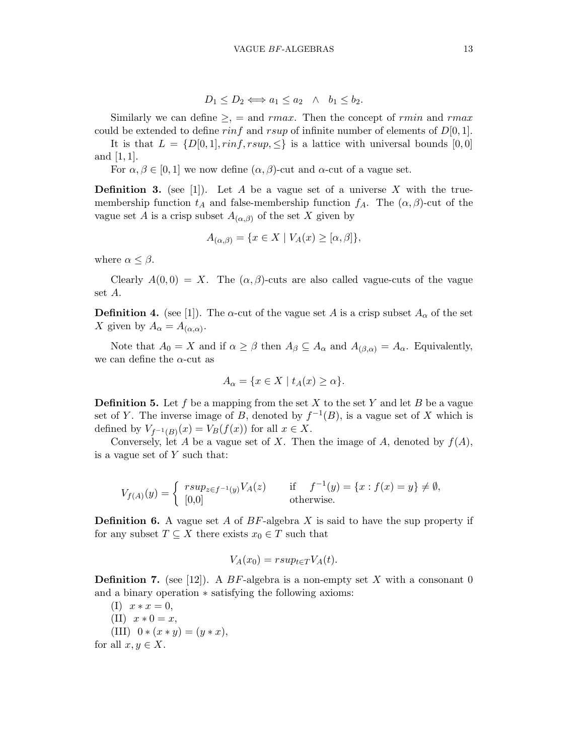$$D_1 \leq D_2 \Longleftrightarrow a_1 \leq a_2 \quad \wedge \quad b_1 \leq b_2.$$

Similarly we can define $\geq$, $=$ and $rmax$. Then the concept of $rmin$ and $rmax$ could be extended to define $rinf$ and $rsup$ of infinite number of elements of $D[0,1]$.

It is that $L = \{D[0,1], rinf, rsup, \leq\}$ is a lattice with universal bounds $[0,0]$ and $[1,1]$.

For $\alpha, \beta \in [0,1]$ we now define $(\alpha,\beta)$-cut and $\alpha$-cut of a vague set.

**Definition 3.** (see [1]). Let $A$ be a vague set of a universe $X$ with the true-membership function $t_A$ and false-membership function $f_A$. The $(\alpha,\beta)$-cut of the vague set $A$ is a crisp subset $A_{(\alpha,\beta)}$ of the set $X$ given by

$$A_{(\alpha,\beta)} = \{x \in X \mid V_A(x) \geq [\alpha,\beta]\},$$

where $\alpha \leq \beta$.

Clearly $A(0,0) = X$. The $(\alpha,\beta)$-cuts are also called vague-cuts of the vague set $A$.

**Definition 4.** (see [1]). The $\alpha$-cut of the vague set $A$ is a crisp subset $A_\alpha$ of the set $X$ given by $A_\alpha = A_{(\alpha,\alpha)}$.

Note that $A_0 = X$ and if $\alpha \geq \beta$ then $A_\beta \subseteq A_\alpha$ and $A_{(\beta,\alpha)} = A_\alpha$. Equivalently, we can define the $\alpha$-cut as

$$A_\alpha = \{x \in X \mid t_A(x) \geq \alpha\}.$$

**Definition 5.** Let $f$ be a mapping from the set $X$ to the set $Y$ and let $B$ be a vague set of $Y$. The inverse image of $B$, denoted by $f^{-1}(B)$, is a vague set of $X$ which is defined by $V_{f^{-1}(B)}(x) = V_B(f(x))$ for all $x \in X$.

Conversely, let $A$ be a vague set of $X$. Then the image of $A$, denoted by $f(A)$, is a vague set of $Y$ such that:

$$V_{f(A)}(y) = \begin{cases} rsup_{z \in f^{-1}(y)} V_A(z) & \text{if} \quad f^{-1}(y) = \{x : f(x) = y\} \neq \emptyset, \\ [0,0] & \text{otherwise.} \end{cases}$$

**Definition 6.** A vague set $A$ of $BF$-algebra $X$ is said to have the sup property if for any subset $T \subseteq X$ there exists $x_0 \in T$ such that

$$V_A(x_0) = rsup_{t \in T} V_A(t).$$

**Definition 7.** (see [12]). A $BF$-algebra is a non-empty set $X$ with a consonant $0$ and a binary operation $*$ satisfying the following axioms:

(I) $x * x = 0$,

(II) $x * 0 = x$,

(III) $0 * (x * y) = (y * x)$,

for all $x, y \in X$.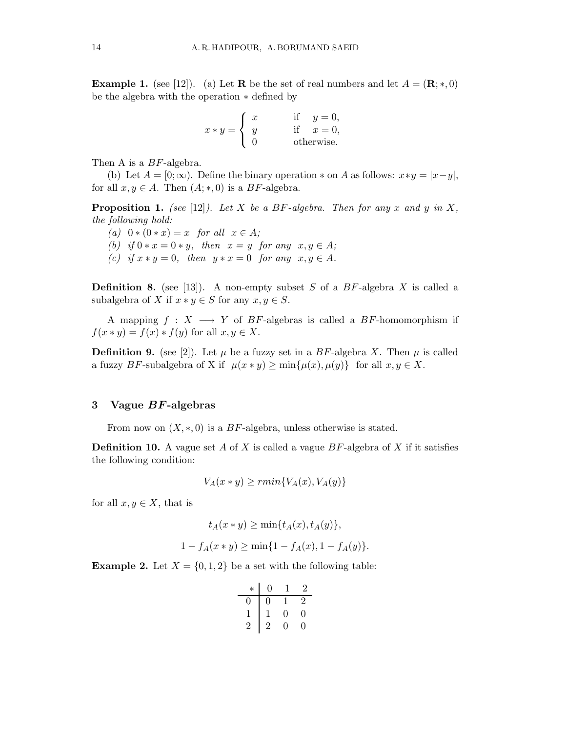**Example 1.** (see [12]). (a) Let $\mathbf{R}$ be the set of real numbers and let $A = (\mathbf{R}; *, 0)$ be the algebra with the operation $*$ defined by

$$x * y = \begin{cases} x & \text{if } \quad y = 0, \\ y & \text{if } \quad x = 0, \\ 0 & \text{otherwise.} \end{cases}$$

Then A is a $BF$-algebra.

(b) Let $A = [0; \infty)$. Define the binary operation $*$ on $A$ as follows: $x * y = |x - y|$, for all $x, y \in A$. Then $(A; *, 0)$ is a $BF$-algebra.

**Proposition 1.** *(see [12]). Let $X$ be a $BF$-algebra. Then for any $x$ and $y$ in $X$, the following hold:*

*(a)* $0 * (0 * x) = x$ *for all* $x \in A$;

*(b)* *if* $0 * x = 0 * y$, *then* $x = y$ *for any* $x, y \in A$;

*(c)* *if* $x * y = 0$, *then* $y * x = 0$ *for any* $x, y \in A$.

**Definition 8.** (see [13]). A non-empty subset $S$ of a $BF$-algebra $X$ is called a subalgebra of $X$ if $x * y \in S$ for any $x, y \in S$.

A mapping $f : X \longrightarrow Y$ of $BF$-algebras is called a $BF$-homomorphism if $f(x * y) = f(x) * f(y)$ for all $x, y \in X$.

**Definition 9.** (see [2]). Let $\mu$ be a fuzzy set in a $BF$-algebra $X$. Then $\mu$ is called a fuzzy $BF$-subalgebra of X if $\mu(x * y) \geq \min\{\mu(x), \mu(y)\}$ for all $x, y \in X$.

## 3 Vague $BF$-algebras

From now on $(X, *, 0)$ is a $BF$-algebra, unless otherwise is stated.

**Definition 10.** A vague set $A$ of $X$ is called a vague $BF$-algebra of $X$ if it satisfies the following condition:

$$V_A(x * y) \geq rmin\{V_A(x), V_A(y)\}$$

for all $x, y \in X$, that is

$$t_A(x * y) \geq \min\{t_A(x), t_A(y)\},$$

$$1 - f_A(x * y) \geq \min\{1 - f_A(x), 1 - f_A(y)\}.$$

**Example 2.** Let $X = \{0, 1, 2\}$ be a set with the following table:

| $*$ | 0 | 1 | 2 |
|---|---|---|---|
| 0 | 0 | 1 | 2 |
| 1 | 1 | 0 | 0 |
| 2 | 2 | 0 | 0 |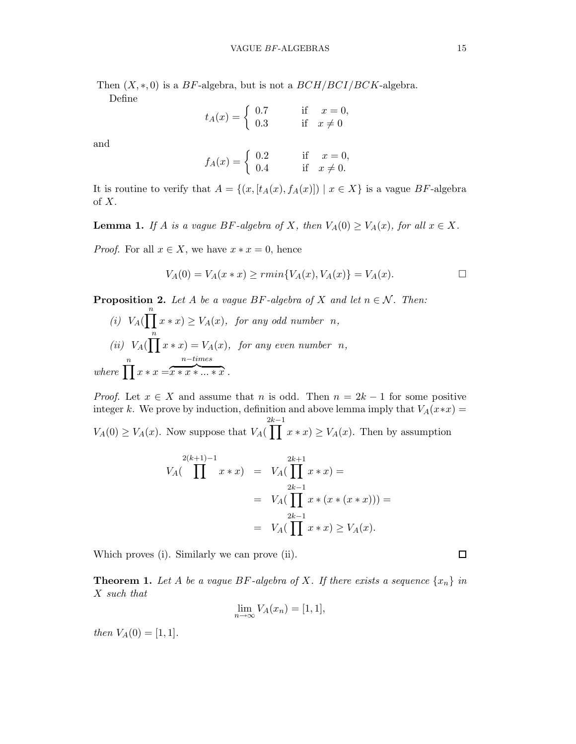Then $(X, *, 0)$ is a $BF$-algebra, but is not a $BCH/BCI/BCK$-algebra.

Define

$$t_A(x) = \begin{cases} 0.7 & \text{if} \quad x = 0, \\ 0.3 & \text{if} \quad x \neq 0 \end{cases}$$

and

$$f_A(x) = \begin{cases} 0.2 & \text{if} \quad x = 0, \\ 0.4 & \text{if} \quad x \neq 0. \end{cases}$$

It is routine to verify that $A = \{(x, [t_A(x), f_A(x)]) \mid x \in X\}$ is a vague $BF$-algebra of $X$.

**Lemma 1.** *If $A$ is a vague $BF$-algebra of $X$, then $V_A(0) \geq V_A(x)$, for all $x \in X$.*

*Proof.* For all $x \in X$, we have $x * x = 0$, hence

$$V_A(0) = V_A(x * x) \geq rmin\{V_A(x), V_A(x)\} = V_A(x). \qquad \square$$

**Proposition 2.** *Let $A$ be a vague $BF$-algebra of $X$ and let $n \in \mathcal{N}$. Then:*

*(i)* $V_A(\prod^{n} x * x) \geq V_A(x)$, *for any odd number* $n$,

*(ii)* $V_A(\prod^{n} x * x) = V_A(x)$, *for any even number* $n$,

*where* $\prod^{n} x * x = \overbrace{x * x * ... * x}^{n-times}$.

*Proof.* Let $x \in X$ and assume that $n$ is odd. Then $n = 2k - 1$ for some positive integer $k$. We prove by induction, definition and above lemma imply that $V_A(x*x) = V_A(0) \geq V_A(x)$. Now suppose that $V_A(\prod^{2k-1} x * x) \geq V_A(x)$. Then by assumption

$$\begin{aligned} V_A(\prod^{2(k+1)-1} x * x) &= V_A(\prod^{2k+1} x * x) = \\ &= V_A(\prod^{2k-1} x * (x * (x * x))) = \\ &= V_A(\prod^{2k-1} x * x) \geq V_A(x). \end{aligned}$$

Which proves (i). Similarly we can prove (ii). $\square$

**Theorem 1.** *Let $A$ be a vague $BF$-algebra of $X$. If there exists a sequence $\{x_n\}$ in $X$ such that*

$$\lim_{n \to \infty} V_A(x_n) = [1, 1],$$

*then $V_A(0) = [1, 1]$.*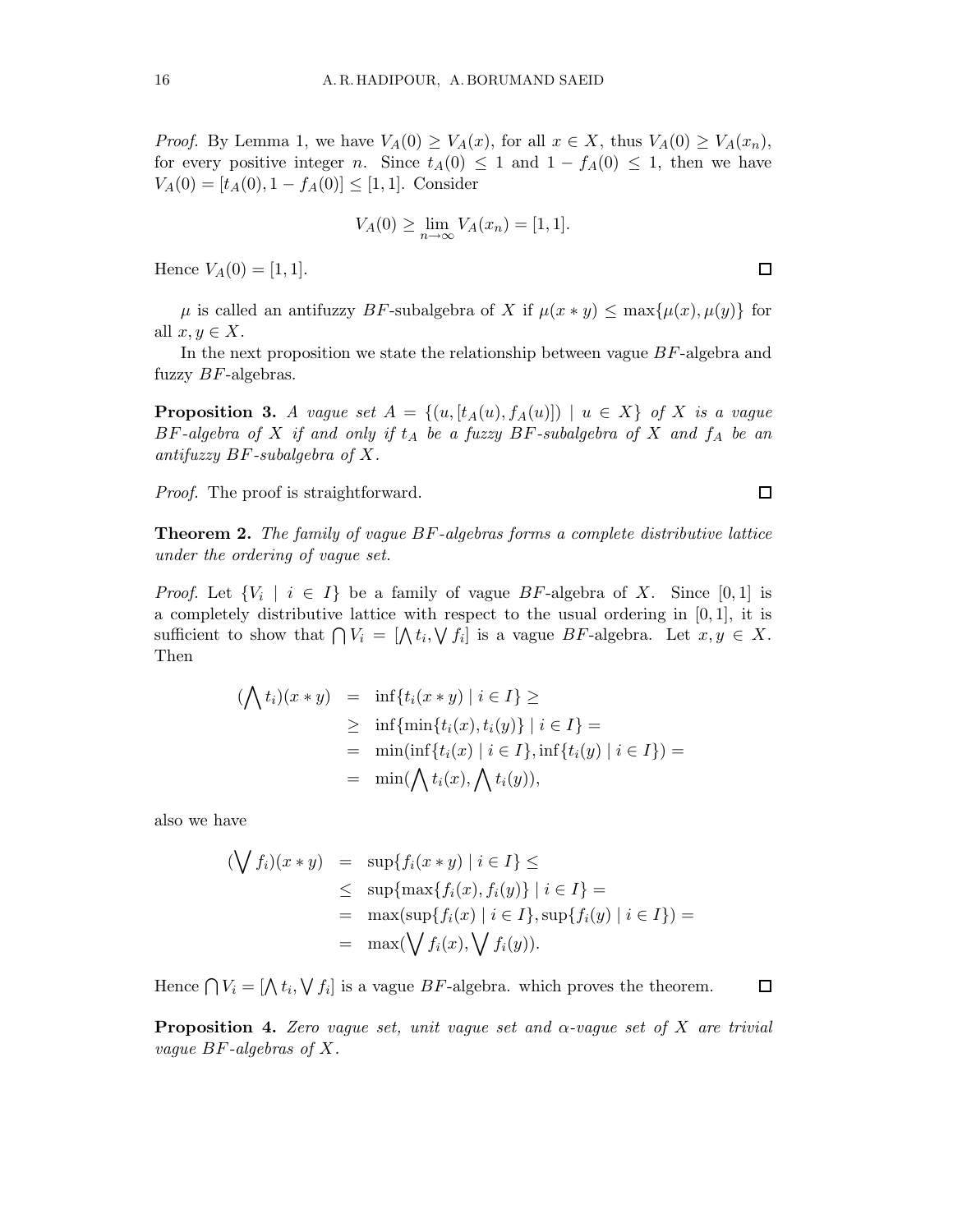*Proof.* By Lemma 1, we have $V_A(0) \geq V_A(x)$, for all $x \in X$, thus $V_A(0) \geq V_A(x_n)$, for every positive integer $n$. Since $t_A(0) \leq 1$ and $1 - f_A(0) \leq 1$, then we have $V_A(0) = [t_A(0), 1 - f_A(0)] \leq [1, 1]$. Consider

$$V_A(0) \geq \lim_{n \to \infty} V_A(x_n) = [1, 1].$$

Hence $V_A(0) = [1, 1]$. ☐

$\mu$ is called an antifuzzy $BF$-subalgebra of $X$ if $\mu(x * y) \leq \max\{\mu(x), \mu(y)\}$ for all $x, y \in X$.

In the next proposition we state the relationship between vague $BF$-algebra and fuzzy $BF$-algebras.

**Proposition 3.** *A vague set $A = \{(u, [t_A(u), f_A(u)]) \mid u \in X\}$ of $X$ is a vague $BF$-algebra of $X$ if and only if $t_A$ be a fuzzy $BF$-subalgebra of $X$ and $f_A$ be an antifuzzy $BF$-subalgebra of $X$.*

*Proof.* The proof is straightforward. ☐

**Theorem 2.** *The family of vague $BF$-algebras forms a complete distributive lattice under the ordering of vague set.*

*Proof.* Let $\{V_i \mid i \in I\}$ be a family of vague $BF$-algebra of $X$. Since $[0, 1]$ is a completely distributive lattice with respect to the usual ordering in $[0, 1]$, it is sufficient to show that $\bigcap V_i = [\bigwedge t_i, \bigvee f_i]$ is a vague $BF$-algebra. Let $x, y \in X$. Then

$$\begin{aligned}
(\bigwedge t_i)(x * y) &= \inf\{t_i(x * y) \mid i \in I\} \geq \\
&\geq \inf\{\min\{t_i(x), t_i(y)\} \mid i \in I\} = \\
&= \min(\inf\{t_i(x) \mid i \in I\}, \inf\{t_i(y) \mid i \in I\}) = \\
&= \min(\bigwedge t_i(x), \bigwedge t_i(y)),
\end{aligned}$$

also we have

$$\begin{aligned}
(\bigvee f_i)(x * y) &= \sup\{f_i(x * y) \mid i \in I\} \leq \\
&\leq \sup\{\max\{f_i(x), f_i(y)\} \mid i \in I\} = \\
&= \max(\sup\{f_i(x) \mid i \in I\}, \sup\{f_i(y) \mid i \in I\}) = \\
&= \max(\bigvee f_i(x), \bigvee f_i(y)).
\end{aligned}$$

Hence $\bigcap V_i = [\bigwedge t_i, \bigvee f_i]$ is a vague $BF$-algebra. which proves the theorem. ☐

**Proposition 4.** *Zero vague set, unit vague set and $\alpha$-vague set of $X$ are trivial vague $BF$-algebras of $X$.*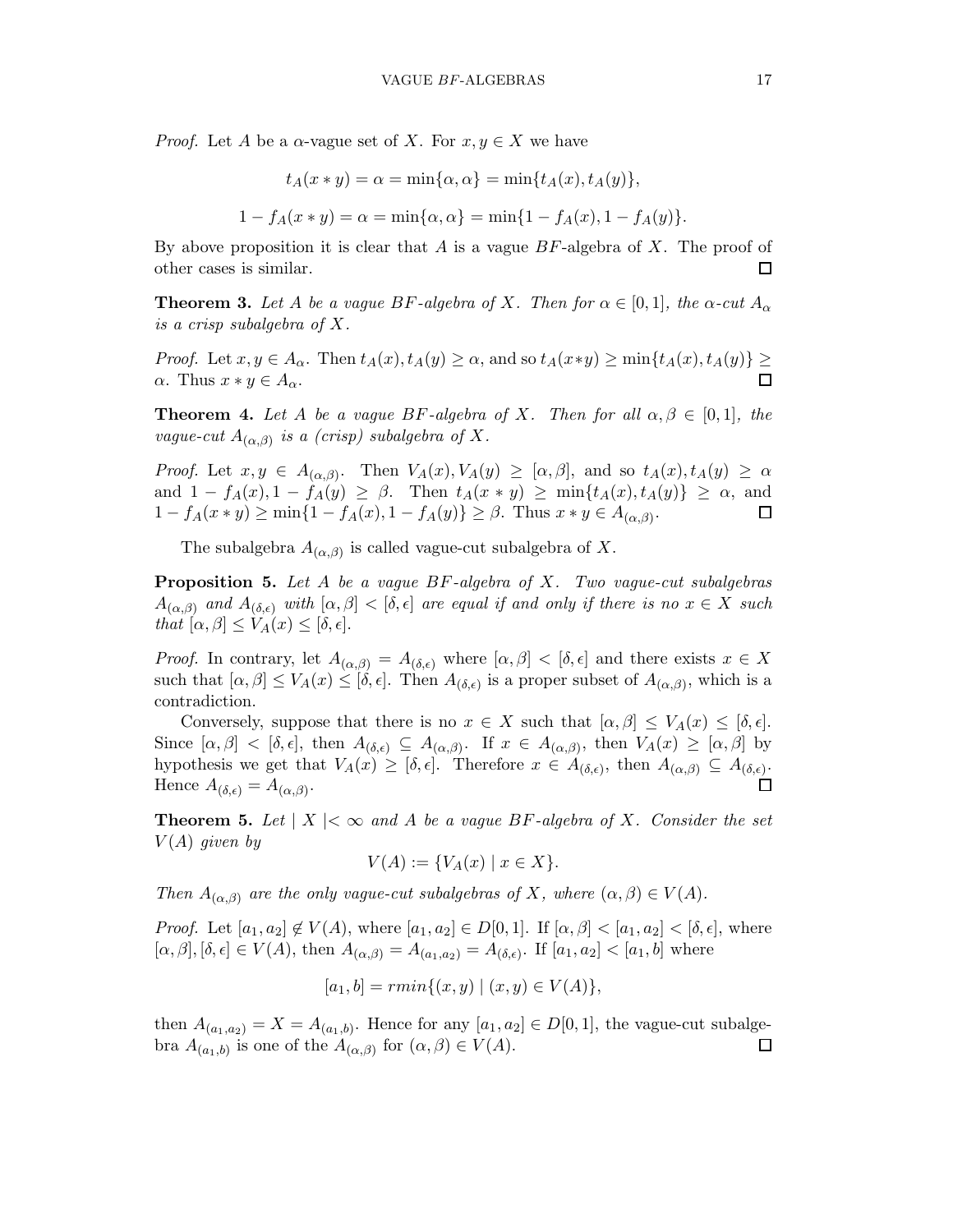*Proof.* Let $A$ be a $\alpha$-vague set of $X$. For $x, y \in X$ we have

$$t_A(x * y) = \alpha = \min\{\alpha, \alpha\} = \min\{t_A(x), t_A(y)\},$$

$$1 - f_A(x * y) = \alpha = \min\{\alpha, \alpha\} = \min\{1 - f_A(x), 1 - f_A(y)\}.$$

By above proposition it is clear that $A$ is a vague $BF$-algebra of $X$. The proof of other cases is similar. □

**Theorem 3.** *Let $A$ be a vague $BF$-algebra of $X$. Then for $\alpha \in [0, 1]$, the $\alpha$-cut $A_\alpha$ is a crisp subalgebra of $X$.*

*Proof.* Let $x, y \in A_\alpha$. Then $t_A(x), t_A(y) \geq \alpha$, and so $t_A(x*y) \geq \min\{t_A(x), t_A(y)\} \geq \alpha$. Thus $x * y \in A_\alpha$. □

**Theorem 4.** *Let $A$ be a vague $BF$-algebra of $X$. Then for all $\alpha, \beta \in [0, 1]$, the vague-cut $A_{(\alpha,\beta)}$ is a (crisp) subalgebra of $X$.*

*Proof.* Let $x, y \in A_{(\alpha,\beta)}$. Then $V_A(x), V_A(y) \geq [\alpha, \beta]$, and so $t_A(x), t_A(y) \geq \alpha$ and $1 - f_A(x), 1 - f_A(y) \geq \beta$. Then $t_A(x * y) \geq \min\{t_A(x), t_A(y)\} \geq \alpha$, and $1 - f_A(x * y) \geq \min\{1 - f_A(x), 1 - f_A(y)\} \geq \beta$. Thus $x * y \in A_{(\alpha,\beta)}$. □

The subalgebra $A_{(\alpha,\beta)}$ is called vague-cut subalgebra of $X$.

**Proposition 5.** *Let $A$ be a vague $BF$-algebra of $X$. Two vague-cut subalgebras $A_{(\alpha,\beta)}$ and $A_{(\delta,\epsilon)}$ with $[\alpha, \beta] < [\delta, \epsilon]$ are equal if and only if there is no $x \in X$ such that $[\alpha, \beta] \leq V_A(x) \leq [\delta, \epsilon]$.*

*Proof.* In contrary, let $A_{(\alpha,\beta)} = A_{(\delta,\epsilon)}$ where $[\alpha, \beta] < [\delta, \epsilon]$ and there exists $x \in X$ such that $[\alpha, \beta] \leq V_A(x) \leq [\delta, \epsilon]$. Then $A_{(\delta,\epsilon)}$ is a proper subset of $A_{(\alpha,\beta)}$, which is a contradiction.

Conversely, suppose that there is no $x \in X$ such that $[\alpha, \beta] \leq V_A(x) \leq [\delta, \epsilon]$. Since $[\alpha, \beta] < [\delta, \epsilon]$, then $A_{(\delta,\epsilon)} \subseteq A_{(\alpha,\beta)}$. If $x \in A_{(\alpha,\beta)}$, then $V_A(x) \geq [\alpha, \beta]$ by hypothesis we get that $V_A(x) \geq [\delta, \epsilon]$. Therefore $x \in A_{(\delta,\epsilon)}$, then $A_{(\alpha,\beta)} \subseteq A_{(\delta,\epsilon)}$. Hence $A_{(\delta,\epsilon)} = A_{(\alpha,\beta)}$. □

**Theorem 5.** *Let $|X| < \infty$ and $A$ be a vague $BF$-algebra of $X$. Consider the set $V(A)$ given by*

$$V(A) := \{V_A(x) \mid x \in X\}.$$

*Then $A_{(\alpha,\beta)}$ are the only vague-cut subalgebras of $X$, where $(\alpha, \beta) \in V(A)$.*

*Proof.* Let $[a_1, a_2] \notin V(A)$, where $[a_1, a_2] \in D[0, 1]$. If $[\alpha, \beta] < [a_1, a_2] < [\delta, \epsilon]$, where $[\alpha, \beta], [\delta, \epsilon] \in V(A)$, then $A_{(\alpha,\beta)} = A_{(a_1,a_2)} = A_{(\delta,\epsilon)}$. If $[a_1, a_2] < [a_1, b]$ where

$$[a_1, b] = rmin\{(x, y) \mid (x, y) \in V(A)\},$$

then $A_{(a_1,a_2)} = X = A_{(a_1,b)}$. Hence for any $[a_1, a_2] \in D[0, 1]$, the vague-cut subalgebra $A_{(a_1,b)}$ is one of the $A_{(\alpha,\beta)}$ for $(\alpha, \beta) \in V(A)$. □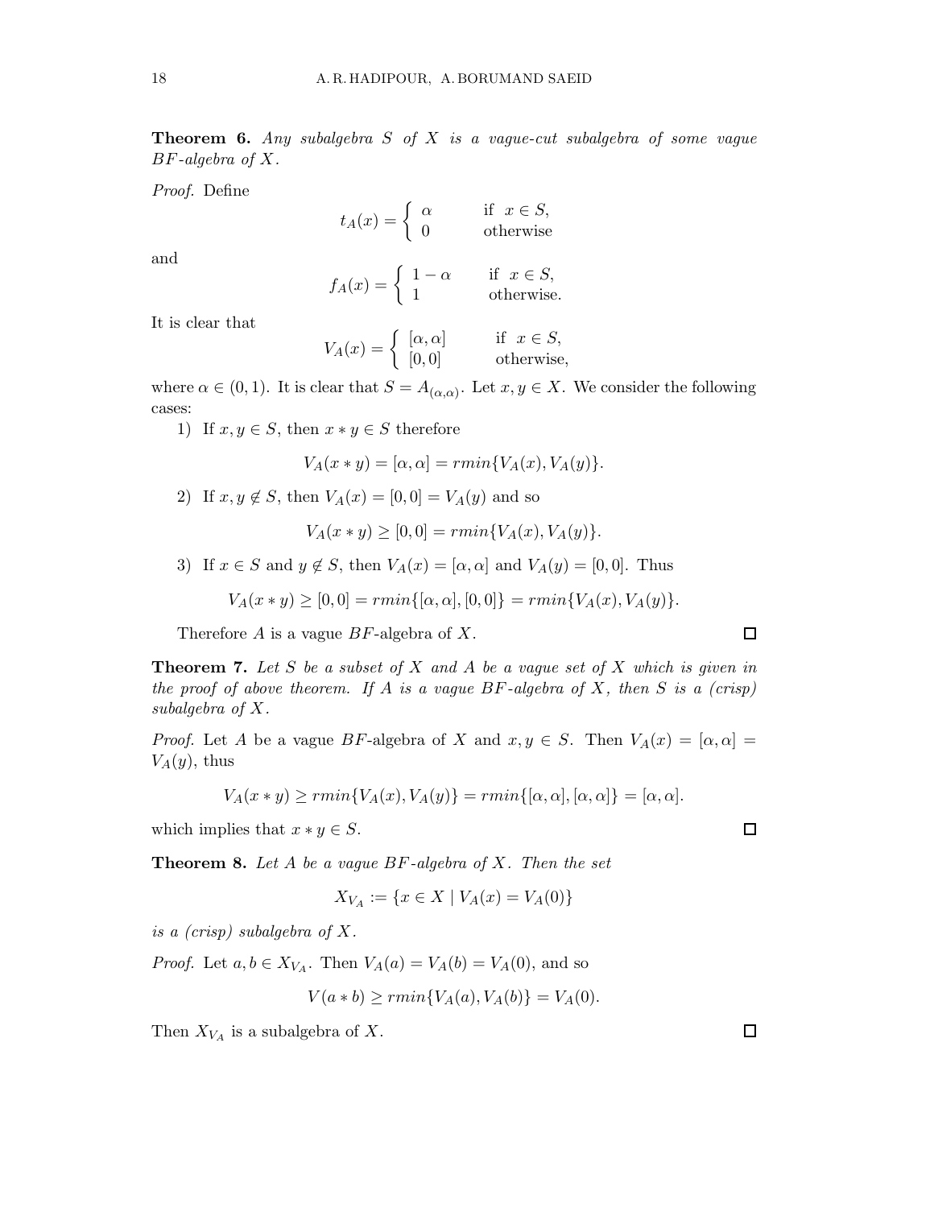**Theorem 6.** *Any subalgebra $S$ of $X$ is a vague-cut subalgebra of some vague $BF$-algebra of $X$.*

*Proof.* Define

$$t_A(x) = \begin{cases} \alpha & \text{if } x \in S, \\ 0 & \text{otherwise} \end{cases}$$

and

$$f_A(x) = \begin{cases} 1-\alpha & \text{if } x \in S, \\ 1 & \text{otherwise.} \end{cases}$$

It is clear that

$$V_A(x) = \begin{cases} [\alpha, \alpha] & \text{if } x \in S, \\ [0, 0] & \text{otherwise,} \end{cases}$$

where $\alpha \in (0, 1)$. It is clear that $S = A_{(\alpha,\alpha)}$. Let $x, y \in X$. We consider the following cases:

1) If $x, y \in S$, then $x * y \in S$ therefore

$$V_A(x * y) = [\alpha, \alpha] = rmin\{V_A(x), V_A(y)\}.$$

2) If $x, y \notin S$, then $V_A(x) = [0, 0] = V_A(y)$ and so

$$V_A(x * y) \geq [0, 0] = rmin\{V_A(x), V_A(y)\}.$$

3) If $x \in S$ and $y \notin S$, then $V_A(x) = [\alpha, \alpha]$ and $V_A(y) = [0, 0]$. Thus

$$V_A(x * y) \geq [0, 0] = rmin\{[\alpha, \alpha], [0, 0]\} = rmin\{V_A(x), V_A(y)\}.$$

Therefore $A$ is a vague $BF$-algebra of $X$. □

**Theorem 7.** *Let $S$ be a subset of $X$ and $A$ be a vague set of $X$ which is given in the proof of above theorem. If $A$ is a vague $BF$-algebra of $X$, then $S$ is a (crisp) subalgebra of $X$.*

*Proof.* Let $A$ be a vague $BF$-algebra of $X$ and $x, y \in S$. Then $V_A(x) = [\alpha, \alpha] = V_A(y)$, thus

$$V_A(x * y) \geq rmin\{V_A(x), V_A(y)\} = rmin\{[\alpha, \alpha], [\alpha, \alpha]\} = [\alpha, \alpha].$$

which implies that $x * y \in S$. □

**Theorem 8.** *Let $A$ be a vague $BF$-algebra of $X$. Then the set*

$$X_{V_A} := \{x \in X \mid V_A(x) = V_A(0)\}$$

*is a (crisp) subalgebra of $X$.*

*Proof.* Let $a, b \in X_{V_A}$. Then $V_A(a) = V_A(b) = V_A(0)$, and so

$$V(a * b) \geq rmin\{V_A(a), V_A(b)\} = V_A(0).$$

Then $X_{V_A}$ is a subalgebra of $X$. □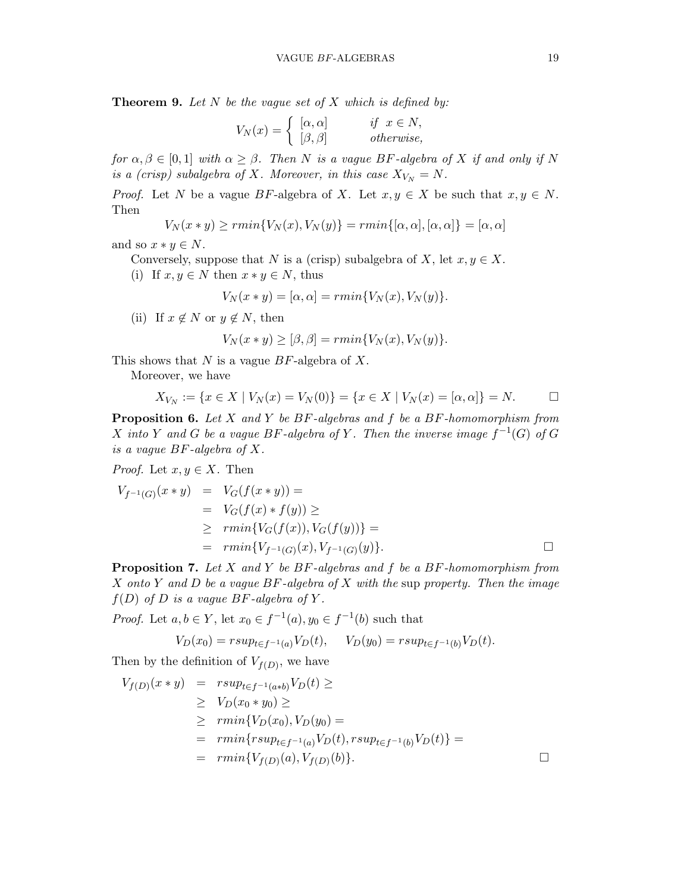**Theorem 9.** *Let $N$ be the vague set of $X$ which is defined by:*

$$V_N(x) = \begin{cases} [\alpha, \alpha] & \text{if } x \in N, \\ [\beta, \beta] & \text{otherwise,} \end{cases}$$

*for $\alpha, \beta \in [0,1]$ with $\alpha \geq \beta$. Then $N$ is a vague $BF$-algebra of $X$ if and only if $N$ is a (crisp) subalgebra of $X$. Moreover, in this case $X_{V_N} = N$.*

*Proof.* Let $N$ be a vague $BF$-algebra of $X$. Let $x, y \in X$ be such that $x, y \in N$. Then

$$V_N(x * y) \geq rmin\{V_N(x), V_N(y)\} = rmin\{[\alpha, \alpha], [\alpha, \alpha]\} = [\alpha, \alpha]$$

and so $x * y \in N$.

Conversely, suppose that $N$ is a (crisp) subalgebra of $X$, let $x, y \in X$.

(i) If $x, y \in N$ then $x * y \in N$, thus

$$V_N(x * y) = [\alpha, \alpha] = rmin\{V_N(x), V_N(y)\}.$$

(ii) If $x \notin N$ or $y \notin N$, then

$$V_N(x * y) \geq [\beta, \beta] = rmin\{V_N(x), V_N(y)\}.$$

This shows that $N$ is a vague $BF$-algebra of $X$.

Moreover, we have

$$X_{V_N} := \{x \in X \mid V_N(x) = V_N(0)\} = \{x \in X \mid V_N(x) = [\alpha, \alpha]\} = N. \qquad \square$$

**Proposition 6.** *Let $X$ and $Y$ be $BF$-algebras and $f$ be a $BF$-homomorphism from $X$ into $Y$ and $G$ be a vague $BF$-algebra of $Y$. Then the inverse image $f^{-1}(G)$ of $G$ is a vague $BF$-algebra of $X$.*

*Proof.* Let $x, y \in X$. Then

$$\begin{aligned} V_{f^{-1}(G)}(x * y) &= V_G(f(x * y)) = \\ &= V_G(f(x) * f(y)) \geq \\ &\geq rmin\{V_G(f(x)), V_G(f(y))\} = \\ &= rmin\{V_{f^{-1}(G)}(x), V_{f^{-1}(G)}(y)\}. \end{aligned} \qquad \square$$

**Proposition 7.** *Let $X$ and $Y$ be $BF$-algebras and $f$ be a $BF$-homomorphism from $X$ onto $Y$ and $D$ be a vague $BF$-algebra of $X$ with the* sup *property. Then the image $f(D)$ of $D$ is a vague $BF$-algebra of $Y$.*

*Proof.* Let $a, b \in Y$, let $x_0 \in f^{-1}(a), y_0 \in f^{-1}(b)$ such that

$$V_D(x_0) = rsup_{t \in f^{-1}(a)} V_D(t), \quad V_D(y_0) = rsup_{t \in f^{-1}(b)} V_D(t).$$

Then by the definition of $V_{f(D)}$, we have

$$\begin{aligned} V_{f(D)}(x * y) &= rsup_{t \in f^{-1}(a * b)} V_D(t) \geq \\ &\geq V_D(x_0 * y_0) \geq \\ &\geq rmin\{V_D(x_0), V_D(y_0) = \\ &= rmin\{rsup_{t \in f^{-1}(a)} V_D(t), rsup_{t \in f^{-1}(b)} V_D(t)\} = \\ &= rmin\{V_{f(D)}(a), V_{f(D)}(b)\}. \end{aligned} \qquad \square$$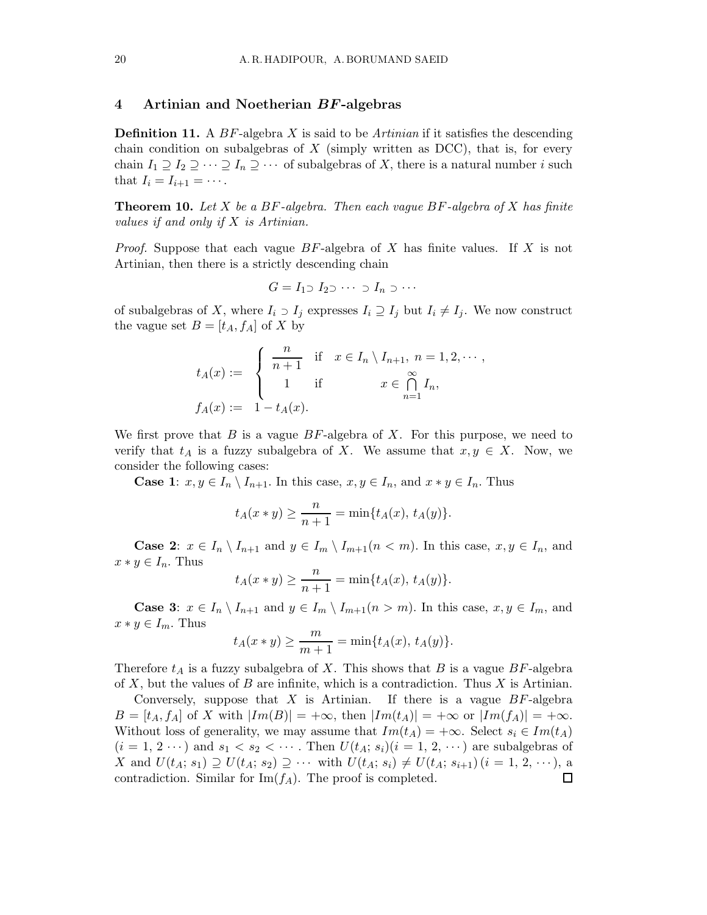## 4 Artinian and Noetherian *BF*-algebras

**Definition 11.** A $BF$-algebra $X$ is said to be *Artinian* if it satisfies the descending chain condition on subalgebras of $X$ (simply written as DCC), that is, for every chain $I_1 \supseteq I_2 \supseteq \cdots \supseteq I_n \supseteq \cdots$ of subalgebras of $X$, there is a natural number $i$ such that $I_i = I_{i+1} = \cdots$.

**Theorem 10.** *Let $X$ be a $BF$-algebra. Then each vague $BF$-algebra of $X$ has finite values if and only if $X$ is Artinian.*

*Proof.* Suppose that each vague $BF$-algebra of $X$ has finite values. If $X$ is not Artinian, then there is a strictly descending chain

$$G = I_1 \supset I_2 \supset \cdots \supset I_n \supset \cdots$$

of subalgebras of $X$, where $I_i \supset I_j$ expresses $I_i \supseteq I_j$ but $I_i \neq I_j$. We now construct the vague set $B = [t_A, f_A]$ of $X$ by

$$t_A(x) := \begin{cases} \dfrac{n}{n+1} & \text{if} \quad x \in I_n \setminus I_{n+1}, \ n = 1, 2, \cdots, \\ 1 & \text{if} \quad x \in \bigcap\limits_{n=1}^{\infty} I_n, \end{cases}$$
$$f_A(x) := 1 - t_A(x).$$

We first prove that $B$ is a vague $BF$-algebra of $X$. For this purpose, we need to verify that $t_A$ is a fuzzy subalgebra of $X$. We assume that $x, y \in X$. Now, we consider the following cases:

**Case 1**: $x, y \in I_n \setminus I_{n+1}$. In this case, $x, y \in I_n$, and $x * y \in I_n$. Thus

$$t_A(x * y) \geq \frac{n}{n+1} = \min\{t_A(x),\, t_A(y)\}.$$

**Case 2**: $x \in I_n \setminus I_{n+1}$ and $y \in I_m \setminus I_{m+1} (n < m)$. In this case, $x, y \in I_n$, and $x * y \in I_n$. Thus

$$t_A(x * y) \geq \frac{n}{n+1} = \min\{t_A(x),\, t_A(y)\}.$$

**Case 3**: $x \in I_n \setminus I_{n+1}$ and $y \in I_m \setminus I_{m+1} (n > m)$. In this case, $x, y \in I_m$, and $x * y \in I_m$. Thus

$$t_A(x * y) \geq \frac{m}{m+1} = \min\{t_A(x),\, t_A(y)\}.$$

Therefore $t_A$ is a fuzzy subalgebra of $X$. This shows that $B$ is a vague $BF$-algebra of $X$, but the values of $B$ are infinite, which is a contradiction. Thus $X$ is Artinian.

Conversely, suppose that $X$ is Artinian. If there is a vague $BF$-algebra $B = [t_A, f_A]$ of $X$ with $|Im(B)| = +\infty$, then $|Im(t_A)| = +\infty$ or $|Im(f_A)| = +\infty$. Without loss of generality, we may assume that $Im(t_A) = +\infty$. Select $s_i \in Im(t_A)$ $(i = 1, 2 \cdots)$ and $s_1 < s_2 < \cdots$. Then $U(t_A;\, s_i) (i = 1, 2, \cdots)$ are subalgebras of $X$ and $U(t_A;\, s_1) \supseteq U(t_A;\, s_2) \supseteq \cdots$ with $U(t_A;\, s_i) \neq U(t_A;\, s_{i+1})\, (i = 1, 2, \cdots)$, a contradiction. Similar for $\text{Im}(f_A)$. The proof is completed. □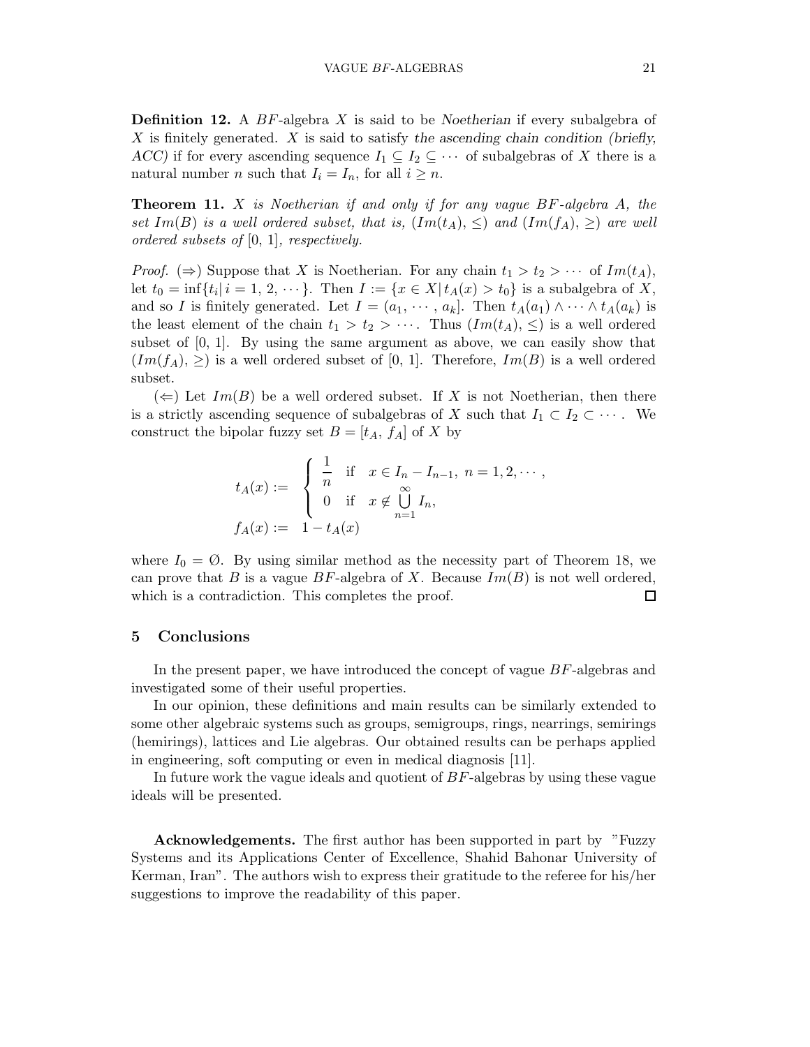**Definition 12.** A $BF$-algebra $X$ is said to be *Noetherian* if every subalgebra of $X$ is finitely generated. $X$ is said to satisfy *the ascending chain condition (briefly, ACC)* if for every ascending sequence $I_1 \subseteq I_2 \subseteq \cdots$ of subalgebras of $X$ there is a natural number $n$ such that $I_i = I_n$, for all $i \geq n$.

**Theorem 11.** *$X$ is Noetherian if and only if for any vague $BF$-algebra $A$, the set $Im(B)$ is a well ordered subset, that is, $(Im(t_A), \leq)$ and $(Im(f_A), \geq)$ are well ordered subsets of $[0, 1]$, respectively.*

*Proof.* $(\Rightarrow)$ Suppose that $X$ is Noetherian. For any chain $t_1 > t_2 > \cdots$ of $Im(t_A)$, let $t_0 = \inf\{t_i | \, i = 1, 2, \cdots\}$. Then $I := \{x \in X | \, t_A(x) > t_0\}$ is a subalgebra of $X$, and so $I$ is finitely generated. Let $I = (a_1, \cdots, a_k]$. Then $t_A(a_1) \wedge \cdots \wedge t_A(a_k)$ is the least element of the chain $t_1 > t_2 > \cdots$. Thus $(Im(t_A), \leq)$ is a well ordered subset of $[0, 1]$. By using the same argument as above, we can easily show that $(Im(f_A), \geq)$ is a well ordered subset of $[0, 1]$. Therefore, $Im(B)$ is a well ordered subset.

$(\Leftarrow)$ Let $Im(B)$ be a well ordered subset. If $X$ is not Noetherian, then there is a strictly ascending sequence of subalgebras of $X$ such that $I_1 \subset I_2 \subset \cdots$. We construct the bipolar fuzzy set $B = [t_A, f_A]$ of $X$ by

$$
\begin{aligned}
t_A(x) &:= \begin{cases} \dfrac{1}{n} & \text{if} \quad x \in I_n - I_{n-1}, \; n = 1, 2, \cdots, \\ 0 & \text{if} \quad x \notin \bigcup\limits_{n=1}^{\infty} I_n, \end{cases} \\
f_A(x) &:= \; 1 - t_A(x)
\end{aligned}
$$

where $I_0 = \emptyset$. By using similar method as the necessity part of Theorem 18, we can prove that $B$ is a vague $BF$-algebra of $X$. Because $Im(B)$ is not well ordered, which is a contradiction. This completes the proof. $\square$

## 5 Conclusions

In the present paper, we have introduced the concept of vague $BF$-algebras and investigated some of their useful properties.

In our opinion, these definitions and main results can be similarly extended to some other algebraic systems such as groups, semigroups, rings, nearrings, semirings (hemirings), lattices and Lie algebras. Our obtained results can be perhaps applied in engineering, soft computing or even in medical diagnosis [11].

In future work the vague ideals and quotient of $BF$-algebras by using these vague ideals will be presented.

**Acknowledgements.** The first author has been supported in part by "Fuzzy Systems and its Applications Center of Excellence, Shahid Bahonar University of Kerman, Iran". The authors wish to express their gratitude to the referee for his/her suggestions to improve the readability of this paper.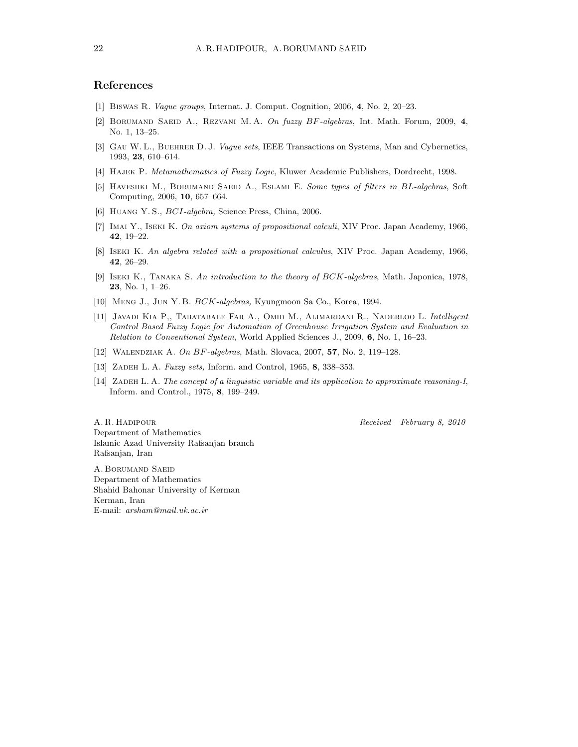## References

[1] Biswas R. *Vague groups*, Internat. J. Comput. Cognition, 2006, **4**, No. 2, 20–23.

[2] Borumand Saeid A., Rezvani M. A. *On fuzzy BF-algebras*, Int. Math. Forum, 2009, **4**, No. 1, 13–25.

[3] Gau W. L., Buehrer D. J. *Vague sets*, IEEE Transactions on Systems, Man and Cybernetics, 1993, **23**, 610–614.

[4] Hajek P. *Metamathematics of Fuzzy Logic*, Kluwer Academic Publishers, Dordrecht, 1998.

[5] Haveshki M., Borumand Saeid A., Eslami E. *Some types of filters in BL-algebras*, Soft Computing, 2006, **10**, 657–664.

[6] Huang Y. S., *BCI-algebra,* Science Press, China, 2006.

[7] Imai Y., Iseki K. *On axiom systems of propositional calculi*, XIV Proc. Japan Academy, 1966, **42**, 19–22.

[8] Iseki K. *An algebra related with a propositional calculus*, XIV Proc. Japan Academy, 1966, **42**, 26–29.

[9] Iseki K., Tanaka S. *An introduction to the theory of BCK-algebras*, Math. Japonica, 1978, **23**, No. 1, 1–26.

[10] Meng J., Jun Y. B. *BCK-algebras,* Kyungmoon Sa Co., Korea, 1994.

[11] Javadi Kia P,, Tabatabaee Far A., Omid M., Alimardani R., Naderloo L. *Intelligent Control Based Fuzzy Logic for Automation of Greenhouse Irrigation System and Evaluation in Relation to Conventional System*, World Applied Sciences J., 2009, **6**, No. 1, 16–23.

[12] Walendziak A. *On BF-algebras*, Math. Slovaca, 2007, **57**, No. 2, 119–128.

[13] Zadeh L. A. *Fuzzy sets,* Inform. and Control, 1965, **8**, 338–353.

[14] Zadeh L. A. *The concept of a linguistic variable and its application to approximate reasoning-I*, Inform. and Control., 1975, **8**, 199–249.

A. R. Hadipour
Department of Mathematics
Islamic Azad University Rafsanjan branch
Rafsanjan, Iran

*Received February 8, 2010*

A. Borumand Saeid
Department of Mathematics
Shahid Bahonar University of Kerman
Kerman, Iran
E-mail: *arsham@mail.uk.ac.ir*